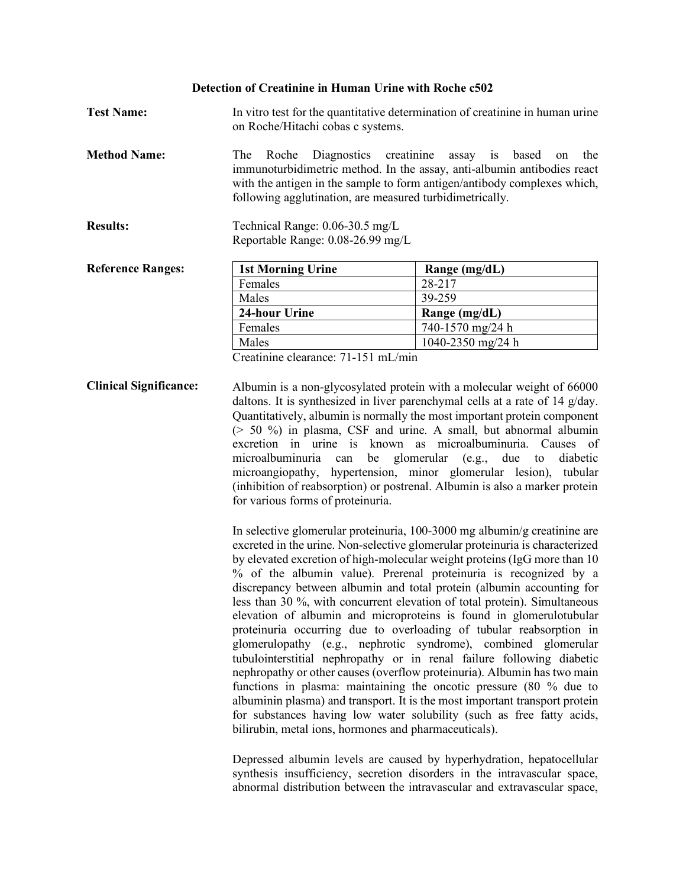# Detection of Creatinine in Human Urine with Roche c502

**Test Name:** In vitro test for the quantitative determination of creatinine in human urine on Roche/Hitachi cobas c systems.

**Method Name:** The Roche Diagnostics creatinine assay is based on the immunoturbidimetric method. In the assay, anti-albumin antibodies react with the antigen in the sample to form antigen/antibody complexes which, following agglutination, are measured turbidimetrically.

**Results:** Technical Range: 0.06-30.5 mg/L
Reportable Range: 0.08-26.99 mg/L

**Reference Ranges:**

| 1st Morning Urine | Range (mg/dL) |
|---|---|
| Females | 28-217 |
| Males | 39-259 |
| **24-hour Urine** | **Range (mg/dL)** |
| Females | 740-1570 mg/24 h |
| Males | 1040-2350 mg/24 h |

Creatinine clearance: 71-151 mL/min

**Clinical Significance:** Albumin is a non-glycosylated protein with a molecular weight of 66000 daltons. It is synthesized in liver parenchymal cells at a rate of 14 g/day. Quantitatively, albumin is normally the most important protein component (> 50 %) in plasma, CSF and urine. A small, but abnormal albumin excretion in urine is known as microalbuminuria. Causes of microalbuminuria can be glomerular (e.g., due to diabetic microangiopathy, hypertension, minor glomerular lesion), tubular (inhibition of reabsorption) or postrenal. Albumin is also a marker protein for various forms of proteinuria.

In selective glomerular proteinuria, 100-3000 mg albumin/g creatinine are excreted in the urine. Non-selective glomerular proteinuria is characterized by elevated excretion of high-molecular weight proteins (IgG more than 10 % of the albumin value). Prerenal proteinuria is recognized by a discrepancy between albumin and total protein (albumin accounting for less than 30 %, with concurrent elevation of total protein). Simultaneous elevation of albumin and microproteins is found in glomerulotubular proteinuria occurring due to overloading of tubular reabsorption in glomerulopathy (e.g., nephrotic syndrome), combined glomerular tubulointerstitial nephropathy or in renal failure following diabetic nephropathy or other causes (overflow proteinuria). Albumin has two main functions in plasma: maintaining the oncotic pressure (80 % due to albuminin plasma) and transport. It is the most important transport protein for substances having low water solubility (such as free fatty acids, bilirubin, metal ions, hormones and pharmaceuticals).

Depressed albumin levels are caused by hyperhydration, hepatocellular synthesis insufficiency, secretion disorders in the intravascular space, abnormal distribution between the intravascular and extravascular space,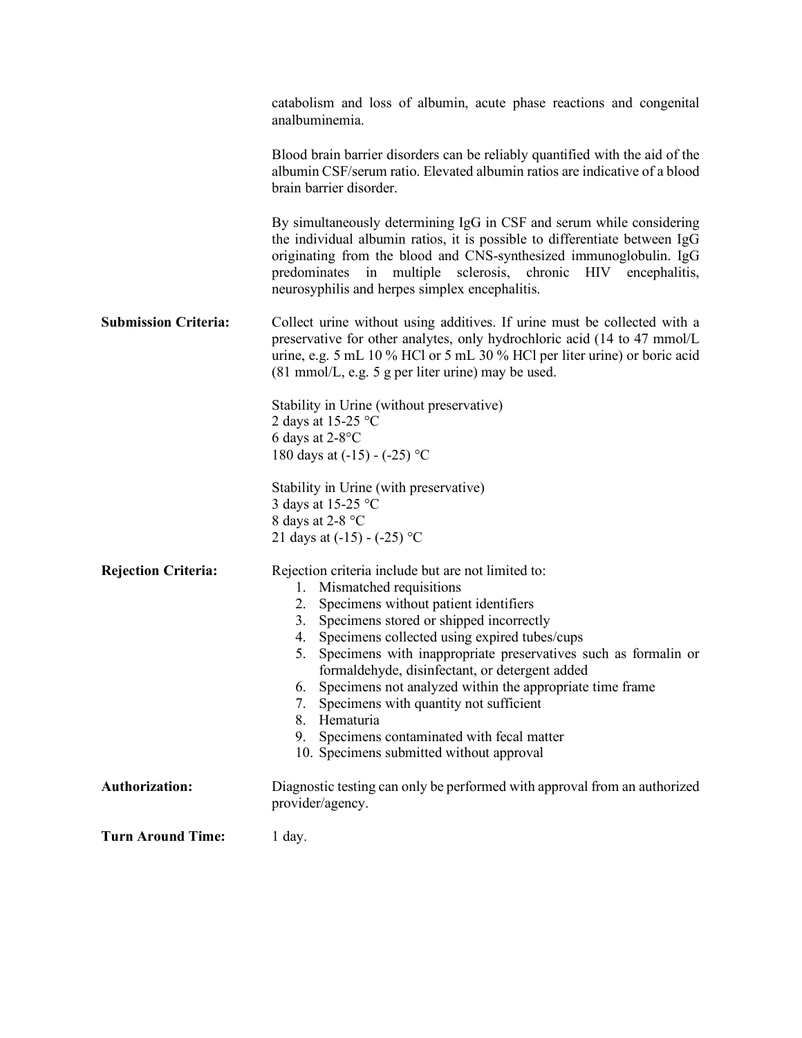catabolism and loss of albumin, acute phase reactions and congenital analbuminemia.

Blood brain barrier disorders can be reliably quantified with the aid of the albumin CSF/serum ratio. Elevated albumin ratios are indicative of a blood brain barrier disorder.

By simultaneously determining IgG in CSF and serum while considering the individual albumin ratios, it is possible to differentiate between IgG originating from the blood and CNS-synthesized immunoglobulin. IgG predominates in multiple sclerosis, chronic HIV encephalitis, neurosyphilis and herpes simplex encephalitis.

**Submission Criteria:**

Collect urine without using additives. If urine must be collected with a preservative for other analytes, only hydrochloric acid (14 to 47 mmol/L urine, e.g. 5 mL 10 % HCl or 5 mL 30 % HCl per liter urine) or boric acid (81 mmol/L, e.g. 5 g per liter urine) may be used.

Stability in Urine (without preservative)
2 days at 15-25 °C
6 days at 2-8°C
180 days at (-15) - (-25) °C

Stability in Urine (with preservative)
3 days at 15-25 °C
8 days at 2-8 °C
21 days at (-15) - (-25) °C

**Rejection Criteria:**

Rejection criteria include but are not limited to:

1. Mismatched requisitions
2. Specimens without patient identifiers
3. Specimens stored or shipped incorrectly
4. Specimens collected using expired tubes/cups
5. Specimens with inappropriate preservatives such as formalin or formaldehyde, disinfectant, or detergent added
6. Specimens not analyzed within the appropriate time frame
7. Specimens with quantity not sufficient
8. Hematuria
9. Specimens contaminated with fecal matter
10. Specimens submitted without approval

**Authorization:**

Diagnostic testing can only be performed with approval from an authorized provider/agency.

**Turn Around Time:**

1 day.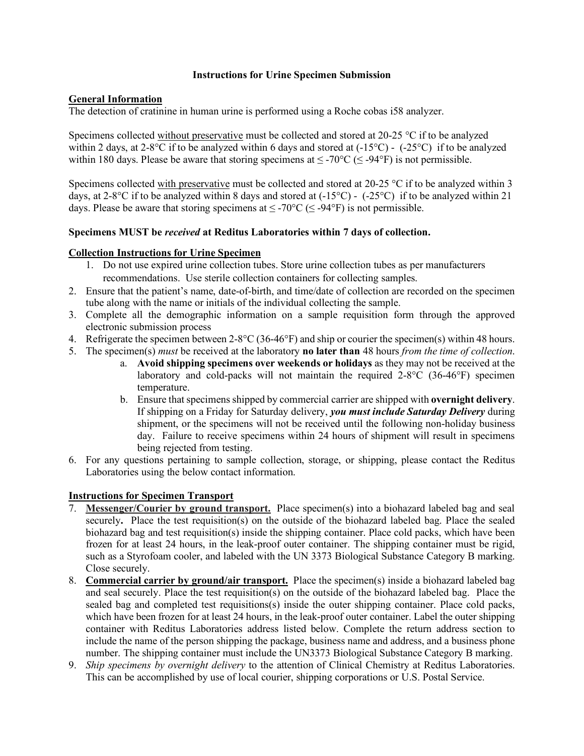### Instructions for Urine Specimen Submission

**General Information**

The detection of cratinine in human urine is performed using a Roche cobas i58 analyzer.

Specimens collected <u>without preservative</u> must be collected and stored at 20-25 °C if to be analyzed within 2 days, at 2-8°C if to be analyzed within 6 days and stored at (-15°C) - (-25°C) if to be analyzed within 180 days. Please be aware that storing specimens at ≤ -70°C (≤ -94°F) is not permissible.

Specimens collected <u>with preservative</u> must be collected and stored at 20-25 °C if to be analyzed within 3 days, at 2-8°C if to be analyzed within 8 days and stored at (-15°C) - (-25°C) if to be analyzed within 21 days. Please be aware that storing specimens at ≤ -70°C (≤ -94°F) is not permissible.

**Specimens MUST be *received* at Reditus Laboratories within 7 days of collection.**

**Collection Instructions for Urine Specimen**

1. Do not use expired urine collection tubes. Store urine collection tubes as per manufacturers recommendations. Use sterile collection containers for collecting samples.
2. Ensure that the patient's name, date-of-birth, and time/date of collection are recorded on the specimen tube along with the name or initials of the individual collecting the sample.
3. Complete all the demographic information on a sample requisition form through the approved electronic submission process
4. Refrigerate the specimen between 2-8°C (36-46°F) and ship or courier the specimen(s) within 48 hours.
5. The specimen(s) *must* be received at the laboratory **no later than** 48 hours *from the time of collection*.
    a. **Avoid shipping specimens over weekends or holidays** as they may not be received at the laboratory and cold-packs will not maintain the required 2-8°C (36-46°F) specimen temperature.
    b. Ensure that specimens shipped by commercial carrier are shipped with **overnight delivery**. If shipping on a Friday for Saturday delivery, ***you must include Saturday Delivery*** during shipment, or the specimens will not be received until the following non-holiday business day. Failure to receive specimens within 24 hours of shipment will result in specimens being rejected from testing.
6. For any questions pertaining to sample collection, storage, or shipping, please contact the Reditus Laboratories using the below contact information.

**Instructions for Specimen Transport**

7. **<u>Messenger/Courier by ground transport.</u>** Place specimen(s) into a biohazard labeled bag and seal securely**.** Place the test requisition(s) on the outside of the biohazard labeled bag. Place the sealed biohazard bag and test requisition(s) inside the shipping container. Place cold packs, which have been frozen for at least 24 hours, in the leak-proof outer container. The shipping container must be rigid, such as a Styrofoam cooler, and labeled with the UN 3373 Biological Substance Category B marking. Close securely.
8. **<u>Commercial carrier by ground/air transport.</u>** Place the specimen(s) inside a biohazard labeled bag and seal securely. Place the test requisition(s) on the outside of the biohazard labeled bag. Place the sealed bag and completed test requisitions(s) inside the outer shipping container. Place cold packs, which have been frozen for at least 24 hours, in the leak-proof outer container. Label the outer shipping container with Reditus Laboratories address listed below. Complete the return address section to include the name of the person shipping the package, business name and address, and a business phone number. The shipping container must include the UN3373 Biological Substance Category B marking.
9. *Ship specimens by overnight delivery* to the attention of Clinical Chemistry at Reditus Laboratories. This can be accomplished by use of local courier, shipping corporations or U.S. Postal Service.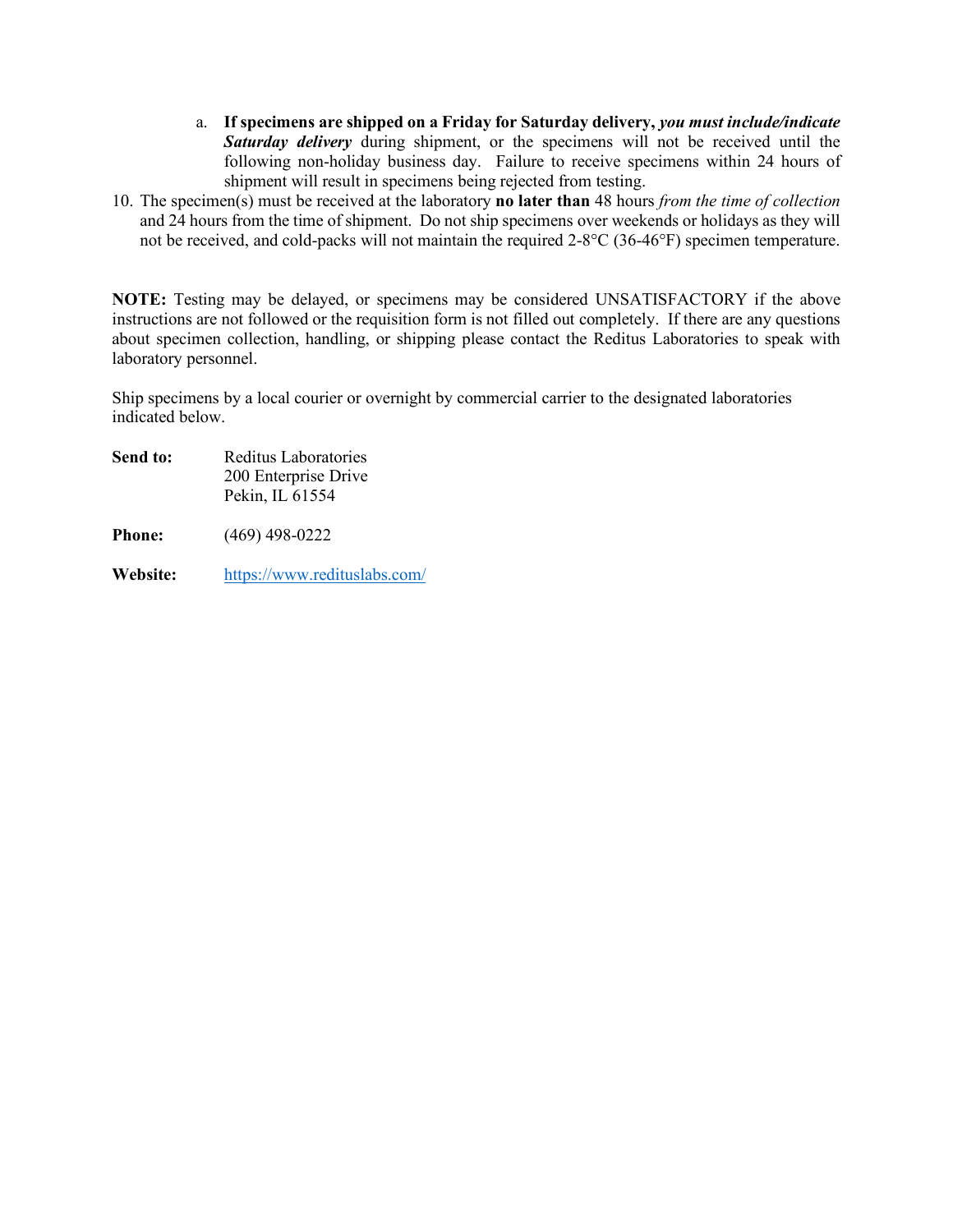a. **If specimens are shipped on a Friday for Saturday delivery,** ***you must include/indicate Saturday delivery*** during shipment, or the specimens will not be received until the following non-holiday business day. Failure to receive specimens within 24 hours of shipment will result in specimens being rejected from testing.

10. The specimen(s) must be received at the laboratory **no later than** 48 hours *from the time of collection* and 24 hours from the time of shipment. Do not ship specimens over weekends or holidays as they will not be received, and cold-packs will not maintain the required 2-8°C (36-46°F) specimen temperature.

**NOTE:** Testing may be delayed, or specimens may be considered UNSATISFACTORY if the above instructions are not followed or the requisition form is not filled out completely. If there are any questions about specimen collection, handling, or shipping please contact the Reditus Laboratories to speak with laboratory personnel.

Ship specimens by a local courier or overnight by commercial carrier to the designated laboratories indicated below.

**Send to:** Reditus Laboratories
200 Enterprise Drive
Pekin, IL 61554

**Phone:** (469) 498-0222

**Website:** [https://www.redituslabs.com/](https://www.redituslabs.com/)